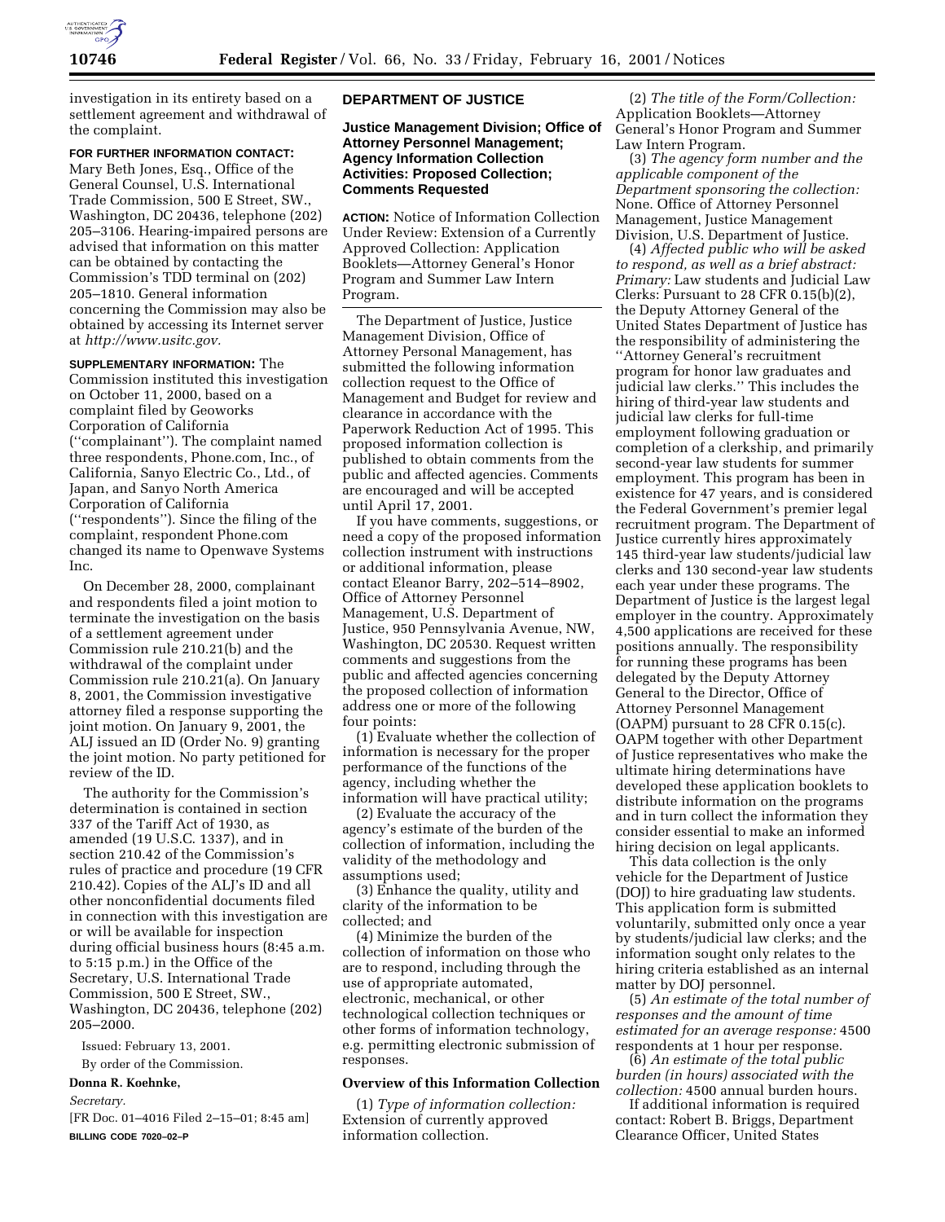investigation in its entirety based on a settlement agreement and withdrawal of the complaint.

**FOR FURTHER INFORMATION CONTACT:** Mary Beth Jones, Esq., Office of the General Counsel, U.S. International Trade Commission, 500 E Street, SW., Washington, DC 20436, telephone (202) 205–3106. Hearing-impaired persons are advised that information on this matter can be obtained by contacting the Commission's TDD terminal on (202) 205–1810. General information concerning the Commission may also be obtained by accessing its Internet server at *http://www.usitc.gov.*

**SUPPLEMENTARY INFORMATION:** The Commission instituted this investigation on October 11, 2000, based on a complaint filed by Geoworks Corporation of California (''complainant''). The complaint named three respondents, Phone.com, Inc., of California, Sanyo Electric Co., Ltd., of Japan, and Sanyo North America Corporation of California (''respondents''). Since the filing of the complaint, respondent Phone.com changed its name to Openwave Systems Inc.

On December 28, 2000, complainant and respondents filed a joint motion to terminate the investigation on the basis of a settlement agreement under Commission rule 210.21(b) and the withdrawal of the complaint under Commission rule 210.21(a). On January 8, 2001, the Commission investigative attorney filed a response supporting the joint motion. On January 9, 2001, the ALJ issued an ID (Order No. 9) granting the joint motion. No party petitioned for review of the ID.

The authority for the Commission's determination is contained in section 337 of the Tariff Act of 1930, as amended (19 U.S.C. 1337), and in section 210.42 of the Commission's rules of practice and procedure (19 CFR 210.42). Copies of the ALJ's ID and all other nonconfidential documents filed in connection with this investigation are or will be available for inspection during official business hours (8:45 a.m. to 5:15 p.m.) in the Office of the Secretary, U.S. International Trade Commission, 500 E Street, SW., Washington, DC 20436, telephone (202) 205–2000.

Issued: February 13, 2001.

By order of the Commission.

**Donna R. Koehnke,**

*Secretary.*

[FR Doc. 01–4016 Filed 2–15–01; 8:45 am]

**BILLING CODE 7020–02–P**

## DEPARTMENT OF JUSTICE

### Justice Management Division; Office of Attorney Personnel Management; Agency Information Collection Activities: Proposed Collection; Comments Requested

**ACTION:** Notice of Information Collection Under Review: Extension of a Currently Approved Collection: Application Booklets—Attorney General's Honor Program and Summer Law Intern Program.

The Department of Justice, Justice Management Division, Office of Attorney Personal Management, has submitted the following information collection request to the Office of Management and Budget for review and clearance in accordance with the Paperwork Reduction Act of 1995. This proposed information collection is published to obtain comments from the public and affected agencies. Comments are encouraged and will be accepted until April 17, 2001.

If you have comments, suggestions, or need a copy of the proposed information collection instrument with instructions or additional information, please contact Eleanor Barry, 202–514–8902, Office of Attorney Personnel Management, U.S. Department of Justice, 950 Pennsylvania Avenue, NW, Washington, DC 20530. Request written comments and suggestions from the public and affected agencies concerning the proposed collection of information address one or more of the following four points:

(1) Evaluate whether the collection of information is necessary for the proper performance of the functions of the agency, including whether the information will have practical utility;

(2) Evaluate the accuracy of the agency's estimate of the burden of the collection of information, including the validity of the methodology and assumptions used;

(3) Enhance the quality, utility and clarity of the information to be collected; and

(4) Minimize the burden of the collection of information on those who are to respond, including through the use of appropriate automated, electronic, mechanical, or other technological collection techniques or other forms of information technology, e.g. permitting electronic submission of responses.

### Overview of this Information Collection

(1) *Type of information collection:* Extension of currently approved information collection.

(2) *The title of the Form/Collection:* Application Booklets—Attorney General's Honor Program and Summer Law Intern Program.

(3) *The agency form number and the applicable component of the Department sponsoring the collection:* None. Office of Attorney Personnel Management, Justice Management Division, U.S. Department of Justice.

(4) *Affected public who will be asked to respond, as well as a brief abstract: Primary:* Law students and Judicial Law Clerks: Pursuant to 28 CFR 0.15(b)(2), the Deputy Attorney General of the United States Department of Justice has the responsibility of administering the ''Attorney General's recruitment program for honor law graduates and judicial law clerks.'' This includes the hiring of third-year law students and judicial law clerks for full-time employment following graduation or completion of a clerkship, and primarily second-year law students for summer employment. This program has been in existence for 47 years, and is considered the Federal Government's premier legal recruitment program. The Department of Justice currently hires approximately 145 third-year law students/judicial law clerks and 130 second-year law students each year under these programs. The Department of Justice is the largest legal employer in the country. Approximately 4,500 applications are received for these positions annually. The responsibility for running these programs has been delegated by the Deputy Attorney General to the Director, Office of Attorney Personnel Management (OAPM) pursuant to 28 CFR 0.15(c). OAPM together with other Department of Justice representatives who make the ultimate hiring determinations have developed these application booklets to distribute information on the programs and in turn collect the information they consider essential to make an informed hiring decision on legal applicants.

This data collection is the only vehicle for the Department of Justice (DOJ) to hire graduating law students. This application form is submitted voluntarily, submitted only once a year by students/judicial law clerks; and the information sought only relates to the hiring criteria established as an internal matter by DOJ personnel.

(5) *An estimate of the total number of responses and the amount of time estimated for an average response:* 4500 respondents at 1 hour per response.

(6) *An estimate of the total public burden (in hours) associated with the collection:* 4500 annual burden hours.

If additional information is required contact: Robert B. Briggs, Department Clearance Officer, United States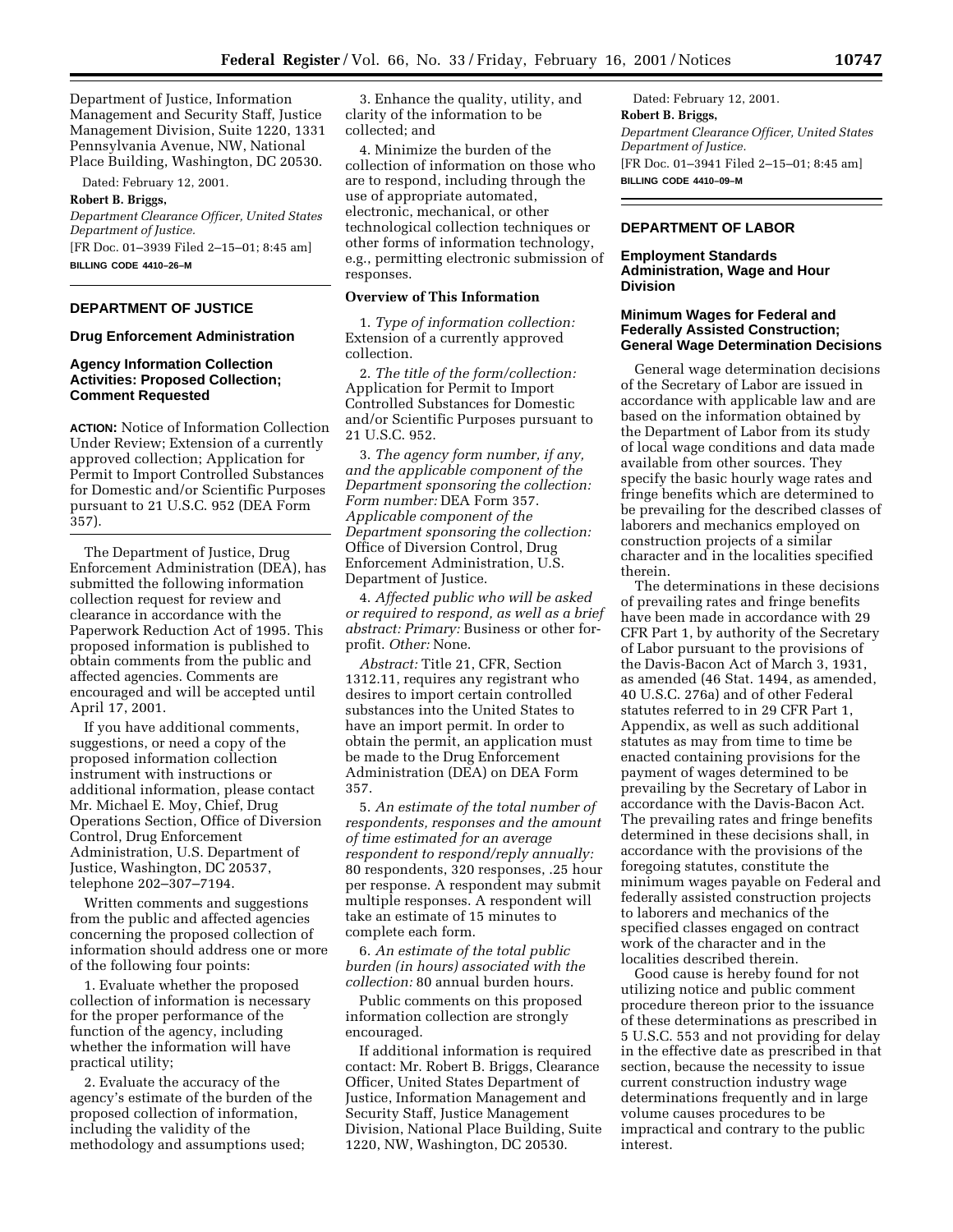Department of Justice, Information Management and Security Staff, Justice Management Division, Suite 1220, 1331 Pennsylvania Avenue, NW, National Place Building, Washington, DC 20530.

Dated: February 12, 2001.

**Robert B. Briggs,**

*Department Clearance Officer, United States Department of Justice.*

[FR Doc. 01–3939 Filed 2–15–01; 8:45 am]

**BILLING CODE 4410–26–M**

## DEPARTMENT OF JUSTICE

### Drug Enforcement Administration

### Agency Information Collection Activities: Proposed Collection; Comment Requested

**ACTION:** Notice of Information Collection Under Review; Extension of a currently approved collection; Application for Permit to Import Controlled Substances for Domestic and/or Scientific Purposes pursuant to 21 U.S.C. 952 (DEA Form 357).

The Department of Justice, Drug Enforcement Administration (DEA), has submitted the following information collection request for review and clearance in accordance with the Paperwork Reduction Act of 1995. This proposed information is published to obtain comments from the public and affected agencies. Comments are encouraged and will be accepted until April 17, 2001.

If you have additional comments, suggestions, or need a copy of the proposed information collection instrument with instructions or additional information, please contact Mr. Michael E. Moy, Chief, Drug Operations Section, Office of Diversion Control, Drug Enforcement Administration, U.S. Department of Justice, Washington, DC 20537, telephone 202–307–7194.

Written comments and suggestions from the public and affected agencies concerning the proposed collection of information should address one or more of the following four points:

1. Evaluate whether the proposed collection of information is necessary for the proper performance of the function of the agency, including whether the information will have practical utility;

2. Evaluate the accuracy of the agency's estimate of the burden of the proposed collection of information, including the validity of the methodology and assumptions used;

3. Enhance the quality, utility, and clarity of the information to be collected; and

4. Minimize the burden of the collection of information on those who are to respond, including through the use of appropriate automated, electronic, mechanical, or other technological collection techniques or other forms of information technology, e.g., permitting electronic submission of responses.

**Overview of This Information**

1. *Type of information collection:* Extension of a currently approved collection.

2. *The title of the form/collection:* Application for Permit to Import Controlled Substances for Domestic and/or Scientific Purposes pursuant to 21 U.S.C. 952.

3. *The agency form number, if any, and the applicable component of the Department sponsoring the collection: Form number:* DEA Form 357. *Applicable component of the Department sponsoring the collection:* Office of Diversion Control, Drug Enforcement Administration, U.S. Department of Justice.

4. *Affected public who will be asked or required to respond, as well as a brief abstract: Primary:* Business or other for-profit. *Other:* None.

*Abstract:* Title 21, CFR, Section 1312.11, requires any registrant who desires to import certain controlled substances into the United States to have an import permit. In order to obtain the permit, an application must be made to the Drug Enforcement Administration (DEA) on DEA Form 357.

5. *An estimate of the total number of respondents, responses and the amount of time estimated for an average respondent to respond/reply annually:* 80 respondents, 320 responses, .25 hour per response. A respondent may submit multiple responses. A respondent will take an estimate of 15 minutes to complete each form.

6. *An estimate of the total public burden (in hours) associated with the collection:* 80 annual burden hours.

Public comments on this proposed information collection are strongly encouraged.

If additional information is required contact: Mr. Robert B. Briggs, Clearance Officer, United States Department of Justice, Information Management and Security Staff, Justice Management Division, National Place Building, Suite 1220, NW, Washington, DC 20530.

Dated: February 12, 2001.

**Robert B. Briggs,**

*Department Clearance Officer, United States Department of Justice.*

[FR Doc. 01–3941 Filed 2–15–01; 8:45 am]

**BILLING CODE 4410–09–M**

## DEPARTMENT OF LABOR

### Employment Standards Administration, Wage and Hour Division

### Minimum Wages for Federal and Federally Assisted Construction; General Wage Determination Decisions

General wage determination decisions of the Secretary of Labor are issued in accordance with applicable law and are based on the information obtained by the Department of Labor from its study of local wage conditions and data made available from other sources. They specify the basic hourly wage rates and fringe benefits which are determined to be prevailing for the described classes of laborers and mechanics employed on construction projects of a similar character and in the localities specified therein.

The determinations in these decisions of prevailing rates and fringe benefits have been made in accordance with 29 CFR Part 1, by authority of the Secretary of Labor pursuant to the provisions of the Davis-Bacon Act of March 3, 1931, as amended (46 Stat. 1494, as amended, 40 U.S.C. 276a) and of other Federal statutes referred to in 29 CFR Part 1, Appendix, as well as such additional statutes as may from time to time be enacted containing provisions for the payment of wages determined to be prevailing by the Secretary of Labor in accordance with the Davis-Bacon Act. The prevailing rates and fringe benefits determined in these decisions shall, in accordance with the provisions of the foregoing statutes, constitute the minimum wages payable on Federal and federally assisted construction projects to laborers and mechanics of the specified classes engaged on contract work of the character and in the localities described therein.

Good cause is hereby found for not utilizing notice and public comment procedure thereon prior to the issuance of these determinations as prescribed in 5 U.S.C. 553 and not providing for delay in the effective date as prescribed in that section, because the necessity to issue current construction industry wage determinations frequently and in large volume causes procedures to be impractical and contrary to the public interest.